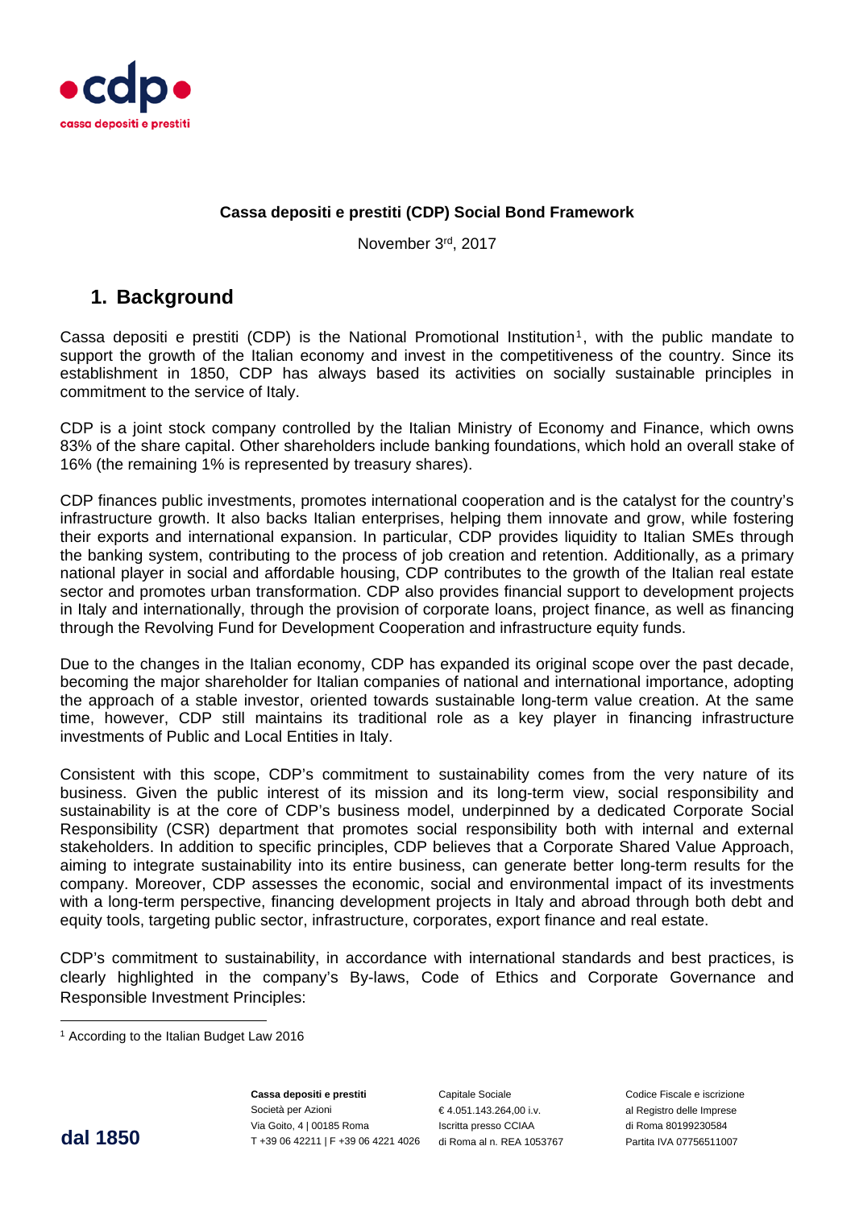**Cassa depositi e prestiti (CDP) Social Bond Framework**

November 3rd, 2017

## 1. Background

Cassa depositi e prestiti (CDP) is the National Promotional Institution[1], with the public mandate to support the growth of the Italian economy and invest in the competitiveness of the country. Since its establishment in 1850, CDP has always based its activities on socially sustainable principles in commitment to the service of Italy.

CDP is a joint stock company controlled by the Italian Ministry of Economy and Finance, which owns 83% of the share capital. Other shareholders include banking foundations, which hold an overall stake of 16% (the remaining 1% is represented by treasury shares).

CDP finances public investments, promotes international cooperation and is the catalyst for the country's infrastructure growth. It also backs Italian enterprises, helping them innovate and grow, while fostering their exports and international expansion. In particular, CDP provides liquidity to Italian SMEs through the banking system, contributing to the process of job creation and retention. Additionally, as a primary national player in social and affordable housing, CDP contributes to the growth of the Italian real estate sector and promotes urban transformation. CDP also provides financial support to development projects in Italy and internationally, through the provision of corporate loans, project finance, as well as financing through the Revolving Fund for Development Cooperation and infrastructure equity funds.

Due to the changes in the Italian economy, CDP has expanded its original scope over the past decade, becoming the major shareholder for Italian companies of national and international importance, adopting the approach of a stable investor, oriented towards sustainable long-term value creation. At the same time, however, CDP still maintains its traditional role as a key player in financing infrastructure investments of Public and Local Entities in Italy.

Consistent with this scope, CDP's commitment to sustainability comes from the very nature of its business. Given the public interest of its mission and its long-term view, social responsibility and sustainability is at the core of CDP's business model, underpinned by a dedicated Corporate Social Responsibility (CSR) department that promotes social responsibility both with internal and external stakeholders. In addition to specific principles, CDP believes that a Corporate Shared Value Approach, aiming to integrate sustainability into its entire business, can generate better long-term results for the company. Moreover, CDP assesses the economic, social and environmental impact of its investments with a long-term perspective, financing development projects in Italy and abroad through both debt and equity tools, targeting public sector, infrastructure, corporates, export finance and real estate.

CDP's commitment to sustainability, in accordance with international standards and best practices, is clearly highlighted in the company's By-laws, Code of Ethics and Corporate Governance and Responsible Investment Principles:

[1] According to the Italian Budget Law 2016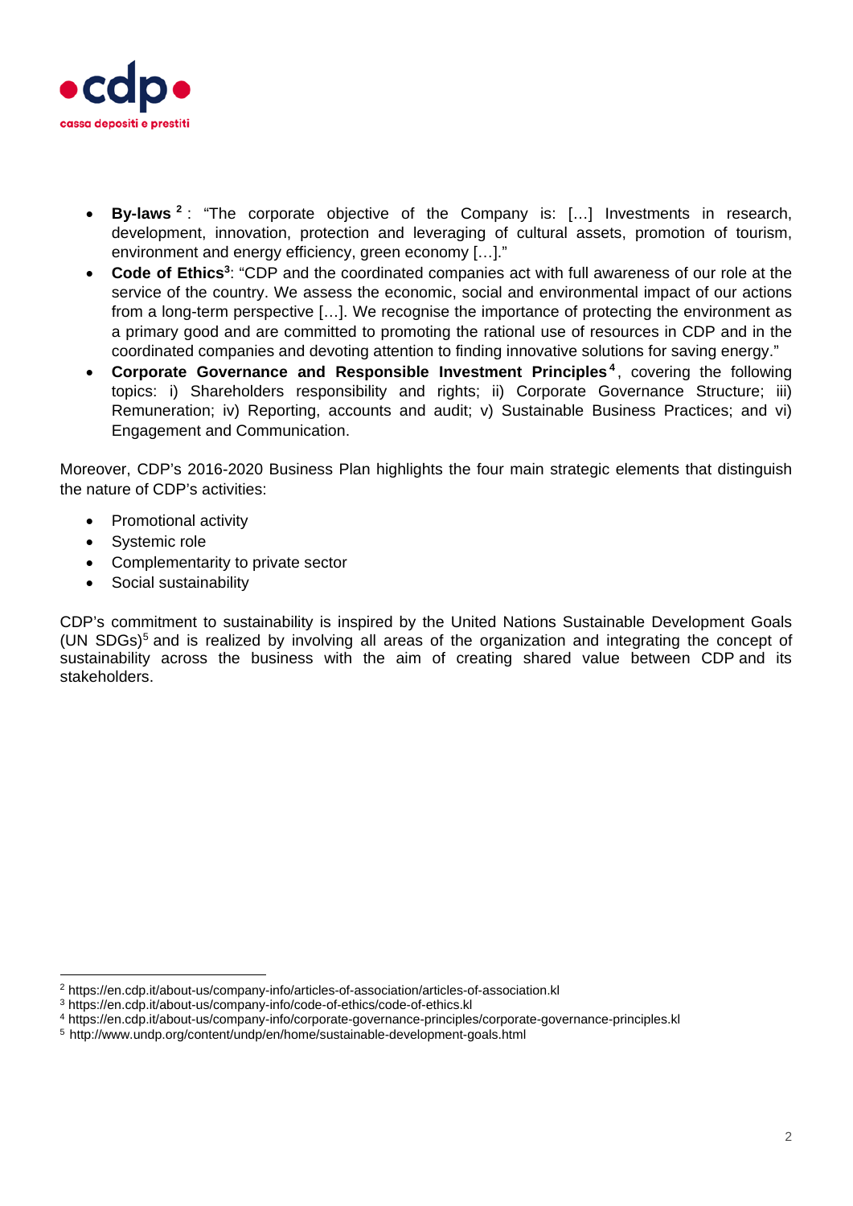- **By-laws** [2]: "The corporate objective of the Company is: […] Investments in research, development, innovation, protection and leveraging of cultural assets, promotion of tourism, environment and energy efficiency, green economy […]."
- **Code of Ethics**[3]: "CDP and the coordinated companies act with full awareness of our role at the service of the country. We assess the economic, social and environmental impact of our actions from a long-term perspective […]. We recognise the importance of protecting the environment as a primary good and are committed to promoting the rational use of resources in CDP and in the coordinated companies and devoting attention to finding innovative solutions for saving energy."
- **Corporate Governance and Responsible Investment Principles**[4], covering the following topics: i) Shareholders responsibility and rights; ii) Corporate Governance Structure; iii) Remuneration; iv) Reporting, accounts and audit; v) Sustainable Business Practices; and vi) Engagement and Communication.

Moreover, CDP's 2016-2020 Business Plan highlights the four main strategic elements that distinguish the nature of CDP's activities:

- Promotional activity
- Systemic role
- Complementarity to private sector
- Social sustainability

CDP's commitment to sustainability is inspired by the United Nations Sustainable Development Goals (UN SDGs)[5] and is realized by involving all areas of the organization and integrating the concept of sustainability across the business with the aim of creating shared value between CDP and its stakeholders.

---

[2] https://en.cdp.it/about-us/company-info/articles-of-association/articles-of-association.kl

[3] https://en.cdp.it/about-us/company-info/code-of-ethics/code-of-ethics.kl

[4] https://en.cdp.it/about-us/company-info/corporate-governance-principles/corporate-governance-principles.kl

[5] http://www.undp.org/content/undp/en/home/sustainable-development-goals.html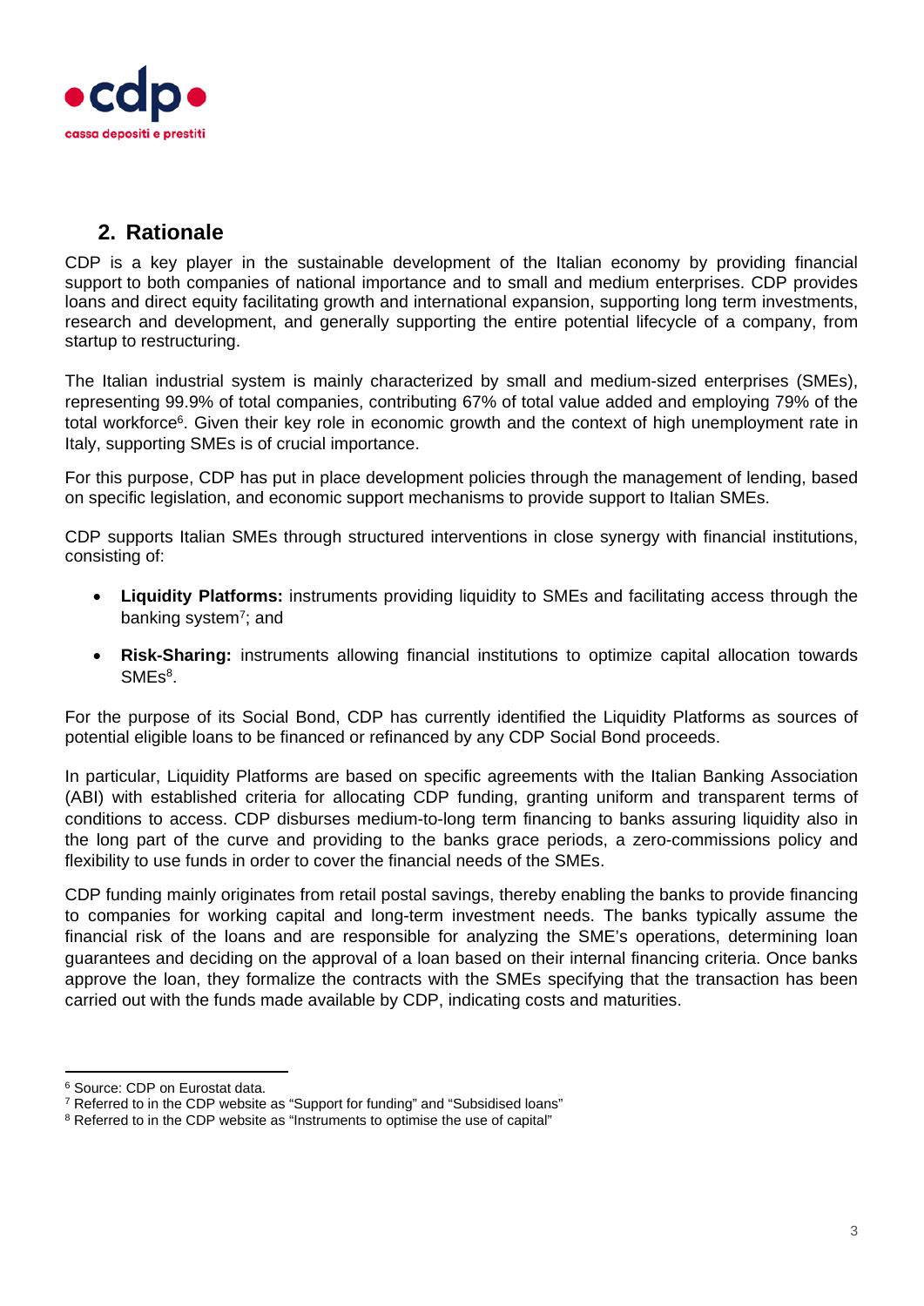## 2. Rationale

CDP is a key player in the sustainable development of the Italian economy by providing financial support to both companies of national importance and to small and medium enterprises. CDP provides loans and direct equity facilitating growth and international expansion, supporting long term investments, research and development, and generally supporting the entire potential lifecycle of a company, from startup to restructuring.

The Italian industrial system is mainly characterized by small and medium-sized enterprises (SMEs), representing 99.9% of total companies, contributing 67% of total value added and employing 79% of the total workforce[6]. Given their key role in economic growth and the context of high unemployment rate in Italy, supporting SMEs is of crucial importance.

For this purpose, CDP has put in place development policies through the management of lending, based on specific legislation, and economic support mechanisms to provide support to Italian SMEs.

CDP supports Italian SMEs through structured interventions in close synergy with financial institutions, consisting of:

- **Liquidity Platforms:** instruments providing liquidity to SMEs and facilitating access through the banking system[7]; and
- **Risk-Sharing:** instruments allowing financial institutions to optimize capital allocation towards SMEs[8].

For the purpose of its Social Bond, CDP has currently identified the Liquidity Platforms as sources of potential eligible loans to be financed or refinanced by any CDP Social Bond proceeds.

In particular, Liquidity Platforms are based on specific agreements with the Italian Banking Association (ABI) with established criteria for allocating CDP funding, granting uniform and transparent terms of conditions to access. CDP disburses medium-to-long term financing to banks assuring liquidity also in the long part of the curve and providing to the banks grace periods, a zero-commissions policy and flexibility to use funds in order to cover the financial needs of the SMEs.

CDP funding mainly originates from retail postal savings, thereby enabling the banks to provide financing to companies for working capital and long-term investment needs. The banks typically assume the financial risk of the loans and are responsible for analyzing the SME's operations, determining loan guarantees and deciding on the approval of a loan based on their internal financing criteria. Once banks approve the loan, they formalize the contracts with the SMEs specifying that the transaction has been carried out with the funds made available by CDP, indicating costs and maturities.

---

[6] Source: CDP on Eurostat data.

[7] Referred to in the CDP website as "Support for funding" and "Subsidised loans"

[8] Referred to in the CDP website as "Instruments to optimise the use of capital"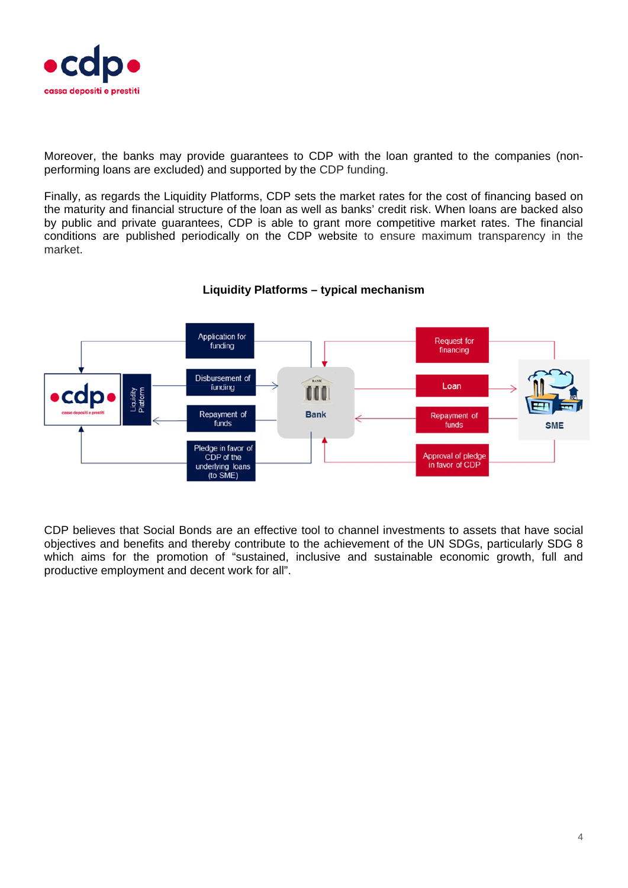Moreover, the banks may provide guarantees to CDP with the loan granted to the companies (non-performing loans are excluded) and supported by the CDP funding.

Finally, as regards the Liquidity Platforms, CDP sets the market rates for the cost of financing based on the maturity and financial structure of the loan as well as banks' credit risk. When loans are backed also by public and private guarantees, CDP is able to grant more competitive market rates. The financial conditions are published periodically on the CDP website to ensure maximum transparency in the market.

**Liquidity Platforms – typical mechanism**

CDP believes that Social Bonds are an effective tool to channel investments to assets that have social objectives and benefits and thereby contribute to the achievement of the UN SDGs, particularly SDG 8 which aims for the promotion of "sustained, inclusive and sustainable economic growth, full and productive employment and decent work for all".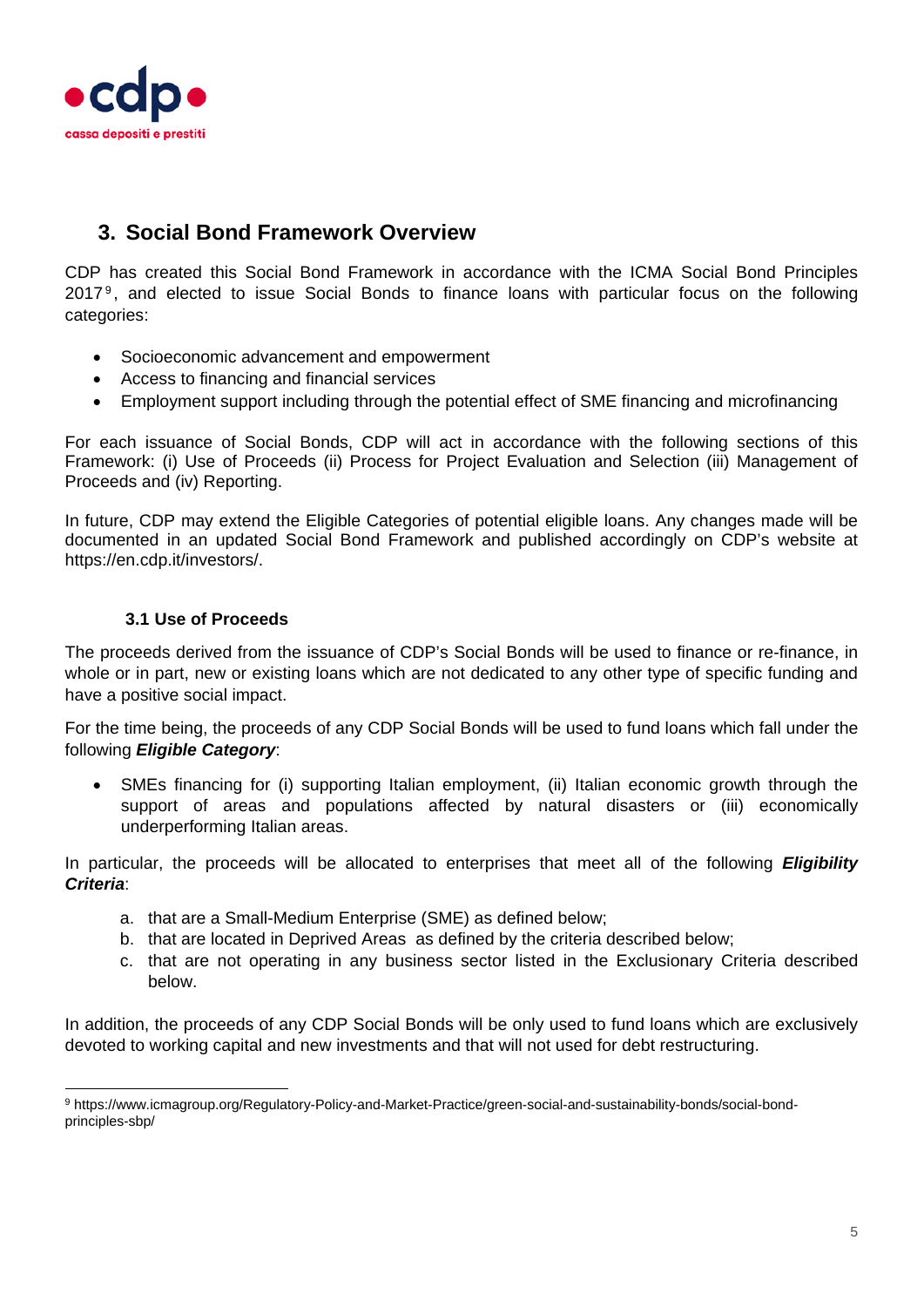## 3. Social Bond Framework Overview

CDP has created this Social Bond Framework in accordance with the ICMA Social Bond Principles 2017[9], and elected to issue Social Bonds to finance loans with particular focus on the following categories:

- Socioeconomic advancement and empowerment
- Access to financing and financial services
- Employment support including through the potential effect of SME financing and microfinancing

For each issuance of Social Bonds, CDP will act in accordance with the following sections of this Framework: (i) Use of Proceeds (ii) Process for Project Evaluation and Selection (iii) Management of Proceeds and (iv) Reporting.

In future, CDP may extend the Eligible Categories of potential eligible loans. Any changes made will be documented in an updated Social Bond Framework and published accordingly on CDP's website at https://en.cdp.it/investors/.

### 3.1 Use of Proceeds

The proceeds derived from the issuance of CDP's Social Bonds will be used to finance or re-finance, in whole or in part, new or existing loans which are not dedicated to any other type of specific funding and have a positive social impact.

For the time being, the proceeds of any CDP Social Bonds will be used to fund loans which fall under the following ***Eligible Category***:

- SMEs financing for (i) supporting Italian employment, (ii) Italian economic growth through the support of areas and populations affected by natural disasters or (iii) economically underperforming Italian areas.

In particular, the proceeds will be allocated to enterprises that meet all of the following ***Eligibility Criteria***:

a. that are a Small-Medium Enterprise (SME) as defined below;
b. that are located in Deprived Areas as defined by the criteria described below;
c. that are not operating in any business sector listed in the Exclusionary Criteria described below.

In addition, the proceeds of any CDP Social Bonds will be only used to fund loans which are exclusively devoted to working capital and new investments and that will not used for debt restructuring.

[9] https://www.icmagroup.org/Regulatory-Policy-and-Market-Practice/green-social-and-sustainability-bonds/social-bond-principles-sbp/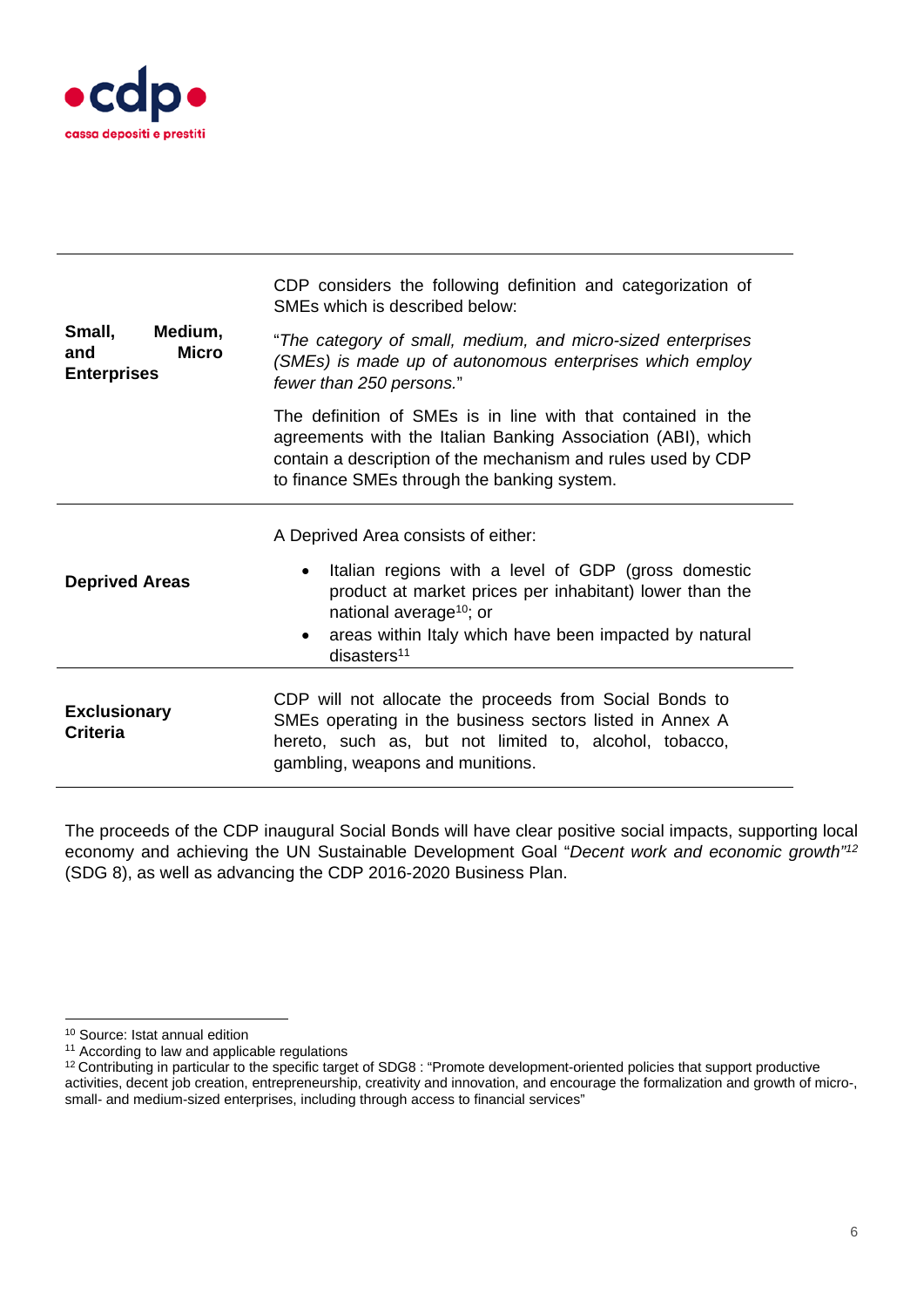| | |
|---|---|
| **Small, Medium, and Micro Enterprises** | CDP considers the following definition and categorization of SMEs which is described below:<br><br>"*The category of small, medium, and micro-sized enterprises (SMEs) is made up of autonomous enterprises which employ fewer than 250 persons.*"<br><br>The definition of SMEs is in line with that contained in the agreements with the Italian Banking Association (ABI), which contain a description of the mechanism and rules used by CDP to finance SMEs through the banking system. |
| **Deprived Areas** | A Deprived Area consists of either:<br>• Italian regions with a level of GDP (gross domestic product at market prices per inhabitant) lower than the national average[10]; or<br>• areas within Italy which have been impacted by natural disasters[11] |
| **Exclusionary Criteria** | CDP will not allocate the proceeds from Social Bonds to SMEs operating in the business sectors listed in Annex A hereto, such as, but not limited to, alcohol, tobacco, gambling, weapons and munitions. |

The proceeds of the CDP inaugural Social Bonds will have clear positive social impacts, supporting local economy and achieving the UN Sustainable Development Goal "*Decent work and economic growth*"[12] (SDG 8), as well as advancing the CDP 2016-2020 Business Plan.

---

[10] Source: Istat annual edition

[11] According to law and applicable regulations

[12] Contributing in particular to the specific target of SDG8 : "Promote development-oriented policies that support productive activities, decent job creation, entrepreneurship, creativity and innovation, and encourage the formalization and growth of micro-, small- and medium-sized enterprises, including through access to financial services"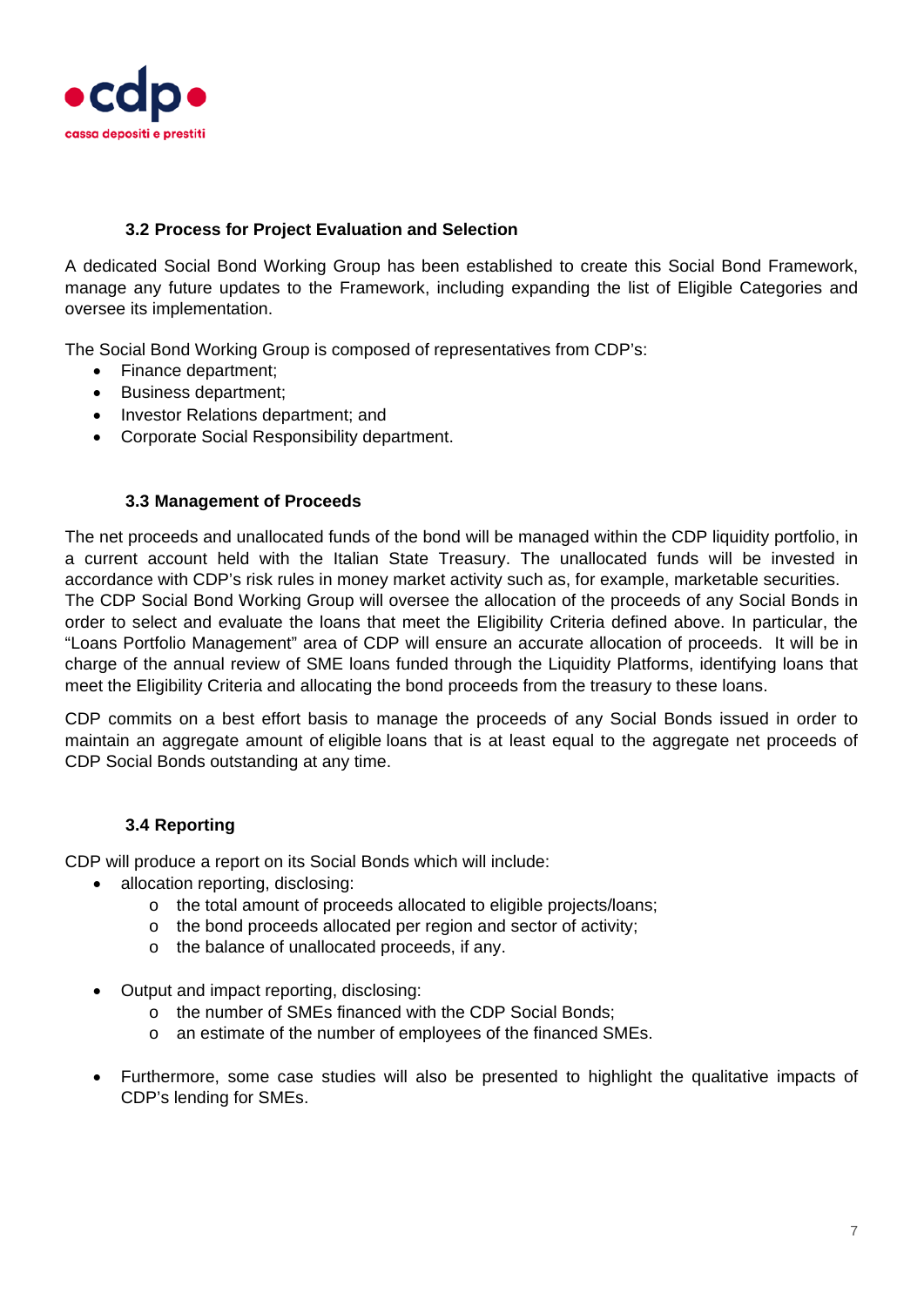### 3.2 Process for Project Evaluation and Selection

A dedicated Social Bond Working Group has been established to create this Social Bond Framework, manage any future updates to the Framework, including expanding the list of Eligible Categories and oversee its implementation.

The Social Bond Working Group is composed of representatives from CDP's:

- Finance department;
- Business department;
- Investor Relations department; and
- Corporate Social Responsibility department.

### 3.3 Management of Proceeds

The net proceeds and unallocated funds of the bond will be managed within the CDP liquidity portfolio, in a current account held with the Italian State Treasury. The unallocated funds will be invested in accordance with CDP's risk rules in money market activity such as, for example, marketable securities. The CDP Social Bond Working Group will oversee the allocation of the proceeds of any Social Bonds in order to select and evaluate the loans that meet the Eligibility Criteria defined above. In particular, the "Loans Portfolio Management" area of CDP will ensure an accurate allocation of proceeds. It will be in charge of the annual review of SME loans funded through the Liquidity Platforms, identifying loans that meet the Eligibility Criteria and allocating the bond proceeds from the treasury to these loans.

CDP commits on a best effort basis to manage the proceeds of any Social Bonds issued in order to maintain an aggregate amount of eligible loans that is at least equal to the aggregate net proceeds of CDP Social Bonds outstanding at any time.

### 3.4 Reporting

CDP will produce a report on its Social Bonds which will include:

- allocation reporting, disclosing:
    - the total amount of proceeds allocated to eligible projects/loans;
    - the bond proceeds allocated per region and sector of activity;
    - the balance of unallocated proceeds, if any.

- Output and impact reporting, disclosing:
    - the number of SMEs financed with the CDP Social Bonds;
    - an estimate of the number of employees of the financed SMEs.

- Furthermore, some case studies will also be presented to highlight the qualitative impacts of CDP's lending for SMEs.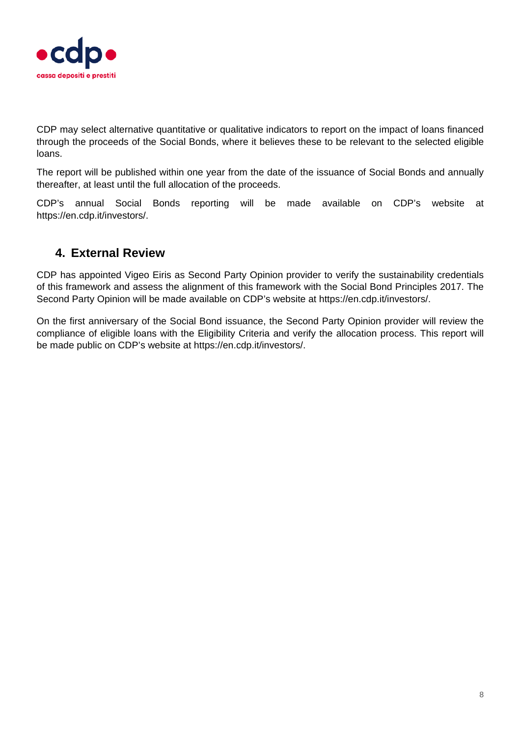CDP may select alternative quantitative or qualitative indicators to report on the impact of loans financed through the proceeds of the Social Bonds, where it believes these to be relevant to the selected eligible loans.

The report will be published within one year from the date of the issuance of Social Bonds and annually thereafter, at least until the full allocation of the proceeds.

CDP's annual Social Bonds reporting will be made available on CDP's website at https://en.cdp.it/investors/.

## 4. External Review

CDP has appointed Vigeo Eiris as Second Party Opinion provider to verify the sustainability credentials of this framework and assess the alignment of this framework with the Social Bond Principles 2017. The Second Party Opinion will be made available on CDP's website at https://en.cdp.it/investors/.

On the first anniversary of the Social Bond issuance, the Second Party Opinion provider will review the compliance of eligible loans with the Eligibility Criteria and verify the allocation process. This report will be made public on CDP's website at https://en.cdp.it/investors/.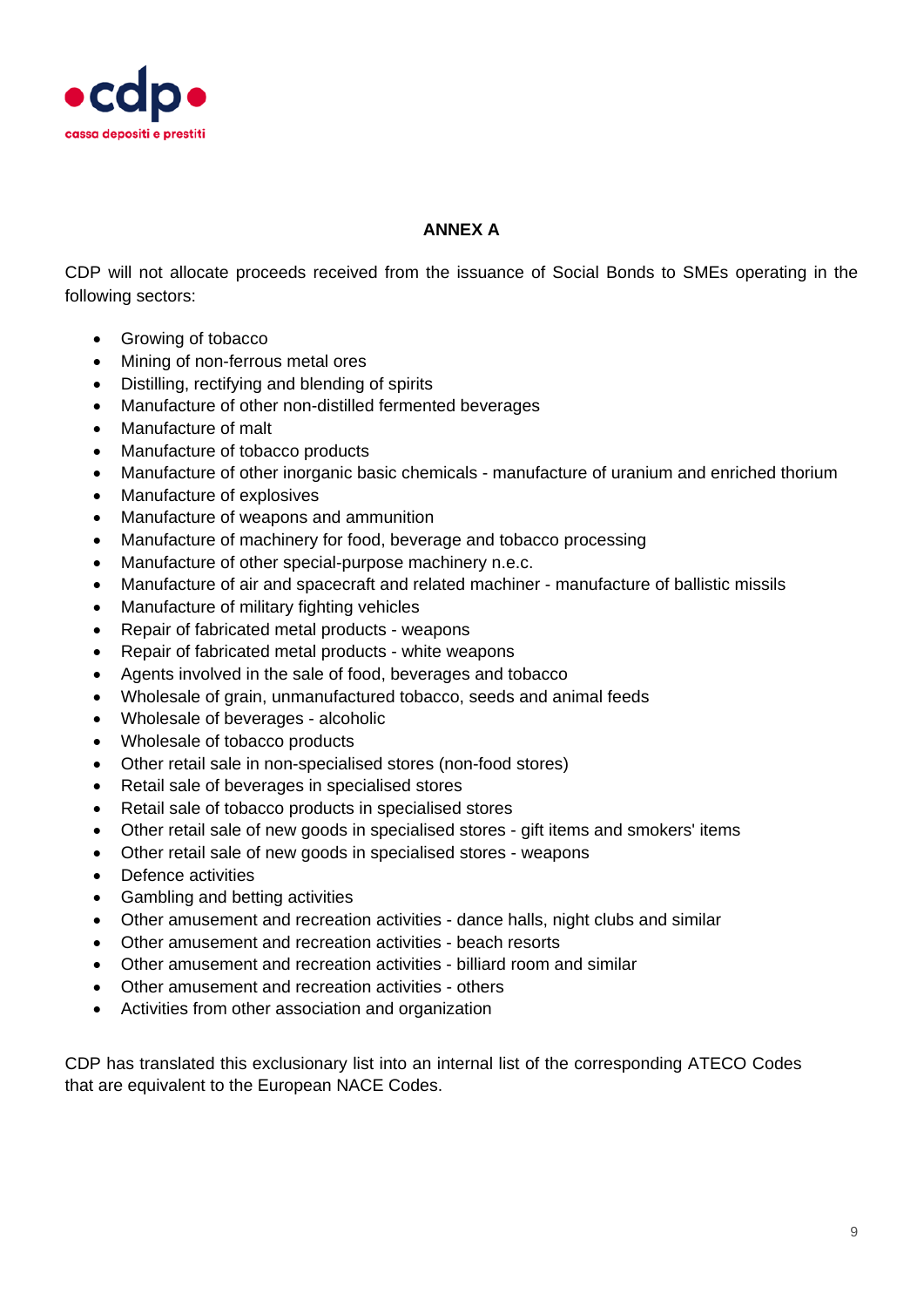**ANNEX A**

CDP will not allocate proceeds received from the issuance of Social Bonds to SMEs operating in the following sectors:

- Growing of tobacco
- Mining of non-ferrous metal ores
- Distilling, rectifying and blending of spirits
- Manufacture of other non-distilled fermented beverages
- Manufacture of malt
- Manufacture of tobacco products
- Manufacture of other inorganic basic chemicals - manufacture of uranium and enriched thorium
- Manufacture of explosives
- Manufacture of weapons and ammunition
- Manufacture of machinery for food, beverage and tobacco processing
- Manufacture of other special-purpose machinery n.e.c.
- Manufacture of air and spacecraft and related machiner - manufacture of ballistic missils
- Manufacture of military fighting vehicles
- Repair of fabricated metal products - weapons
- Repair of fabricated metal products - white weapons
- Agents involved in the sale of food, beverages and tobacco
- Wholesale of grain, unmanufactured tobacco, seeds and animal feeds
- Wholesale of beverages - alcoholic
- Wholesale of tobacco products
- Other retail sale in non-specialised stores (non-food stores)
- Retail sale of beverages in specialised stores
- Retail sale of tobacco products in specialised stores
- Other retail sale of new goods in specialised stores - gift items and smokers' items
- Other retail sale of new goods in specialised stores - weapons
- Defence activities
- Gambling and betting activities
- Other amusement and recreation activities - dance halls, night clubs and similar
- Other amusement and recreation activities - beach resorts
- Other amusement and recreation activities - billiard room and similar
- Other amusement and recreation activities - others
- Activities from other association and organization

CDP has translated this exclusionary list into an internal list of the corresponding ATECO Codes that are equivalent to the European NACE Codes.